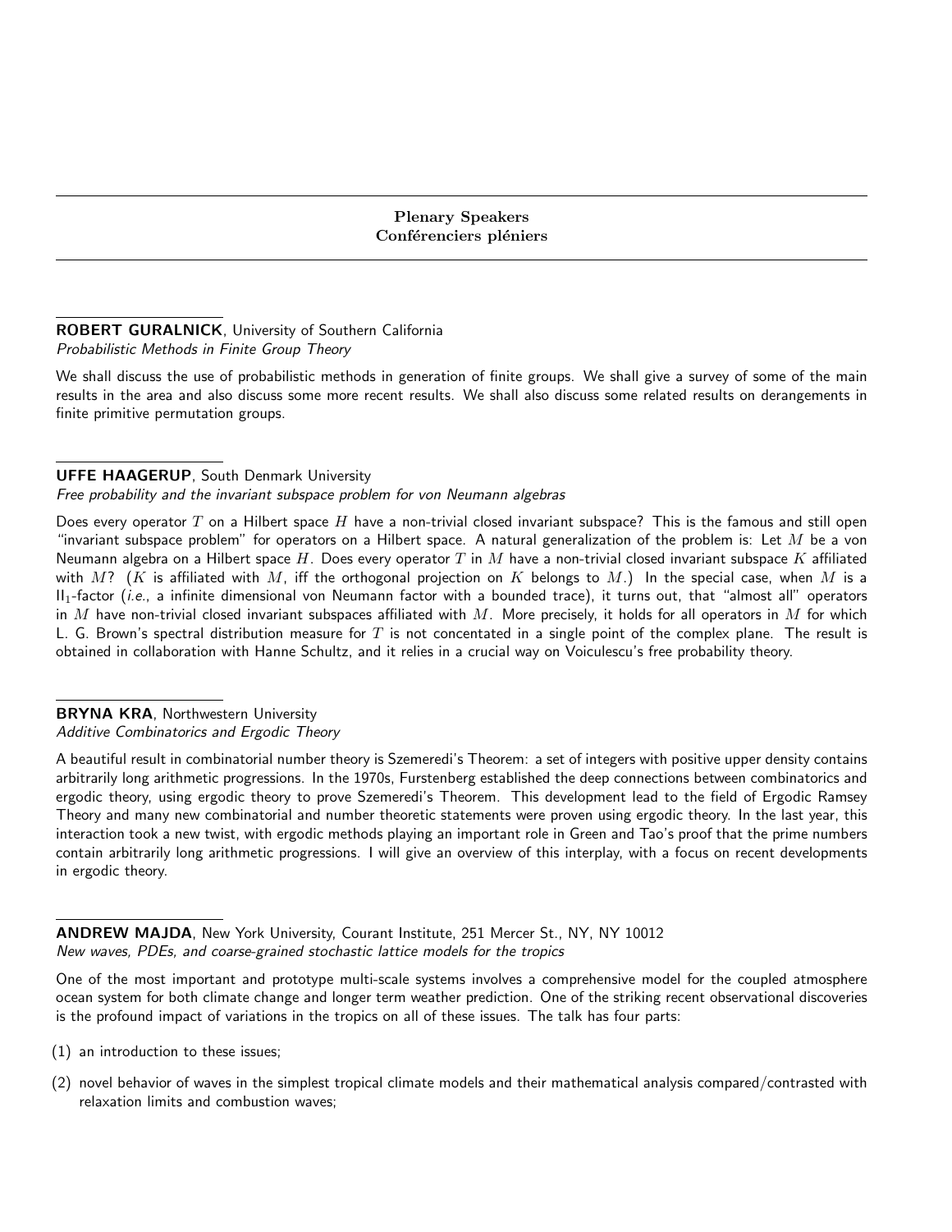# Plenary Speakers
# Conférenciers pléniers

**ROBERT GURALNICK**, University of Southern California
*Probabilistic Methods in Finite Group Theory*

We shall discuss the use of probabilistic methods in generation of finite groups. We shall give a survey of some of the main results in the area and also discuss some more recent results. We shall also discuss some related results on derangements in finite primitive permutation groups.

**UFFE HAAGERUP**, South Denmark University
*Free probability and the invariant subspace problem for von Neumann algebras*

Does every operator $T$ on a Hilbert space $H$ have a non-trivial closed invariant subspace? This is the famous and still open "invariant subspace problem" for operators on a Hilbert space. A natural generalization of the problem is: Let $M$ be a von Neumann algebra on a Hilbert space $H$. Does every operator $T$ in $M$ have a non-trivial closed invariant subspace $K$ affiliated with $M$? ($K$ is affiliated with $M$, iff the orthogonal projection on $K$ belongs to $M$.) In the special case, when $M$ is a $\mathrm{II}_1$-factor (*i.e.*, a infinite dimensional von Neumann factor with a bounded trace), it turns out, that "almost all" operators in $M$ have non-trivial closed invariant subspaces affiliated with $M$. More precisely, it holds for all operators in $M$ for which L. G. Brown's spectral distribution measure for $T$ is not concentated in a single point of the complex plane. The result is obtained in collaboration with Hanne Schultz, and it relies in a crucial way on Voiculescu's free probability theory.

**BRYNA KRA**, Northwestern University
*Additive Combinatorics and Ergodic Theory*

A beautiful result in combinatorial number theory is Szemeredi's Theorem: a set of integers with positive upper density contains arbitrarily long arithmetic progressions. In the 1970s, Furstenberg established the deep connections between combinatorics and ergodic theory, using ergodic theory to prove Szemeredi's Theorem. This development lead to the field of Ergodic Ramsey Theory and many new combinatorial and number theoretic statements were proven using ergodic theory. In the last year, this interaction took a new twist, with ergodic methods playing an important role in Green and Tao's proof that the prime numbers contain arbitrarily long arithmetic progressions. I will give an overview of this interplay, with a focus on recent developments in ergodic theory.

**ANDREW MAJDA**, New York University, Courant Institute, 251 Mercer St., NY, NY 10012
*New waves, PDEs, and coarse-grained stochastic lattice models for the tropics*

One of the most important and prototype multi-scale systems involves a comprehensive model for the coupled atmosphere ocean system for both climate change and longer term weather prediction. One of the striking recent observational discoveries is the profound impact of variations in the tropics on all of these issues. The talk has four parts:

(1) an introduction to these issues;

(2) novel behavior of waves in the simplest tropical climate models and their mathematical analysis compared/contrasted with relaxation limits and combustion waves;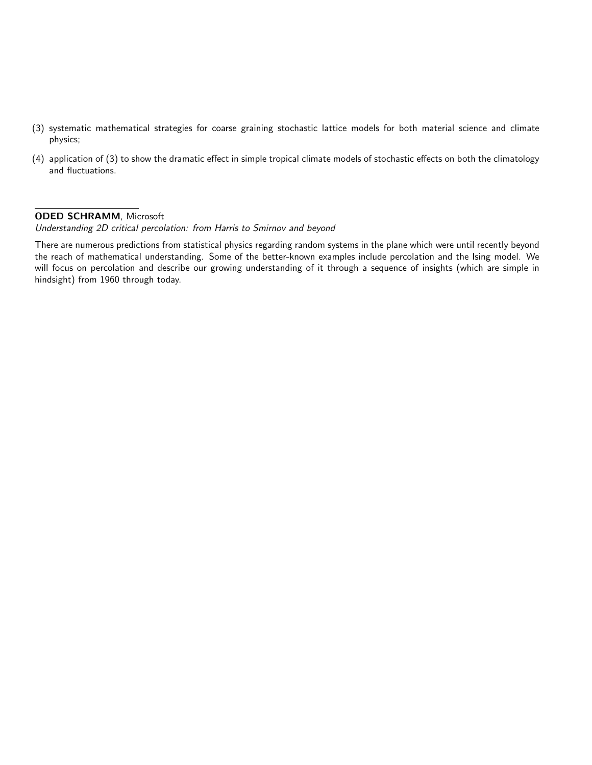(3) systematic mathematical strategies for coarse graining stochastic lattice models for both material science and climate physics;

(4) application of (3) to show the dramatic effect in simple tropical climate models of stochastic effects on both the climatology and fluctuations.

---

**ODED SCHRAMM**, Microsoft

*Understanding 2D critical percolation: from Harris to Smirnov and beyond*

There are numerous predictions from statistical physics regarding random systems in the plane which were until recently beyond the reach of mathematical understanding. Some of the better-known examples include percolation and the Ising model. We will focus on percolation and describe our growing understanding of it through a sequence of insights (which are simple in hindsight) from 1960 through today.